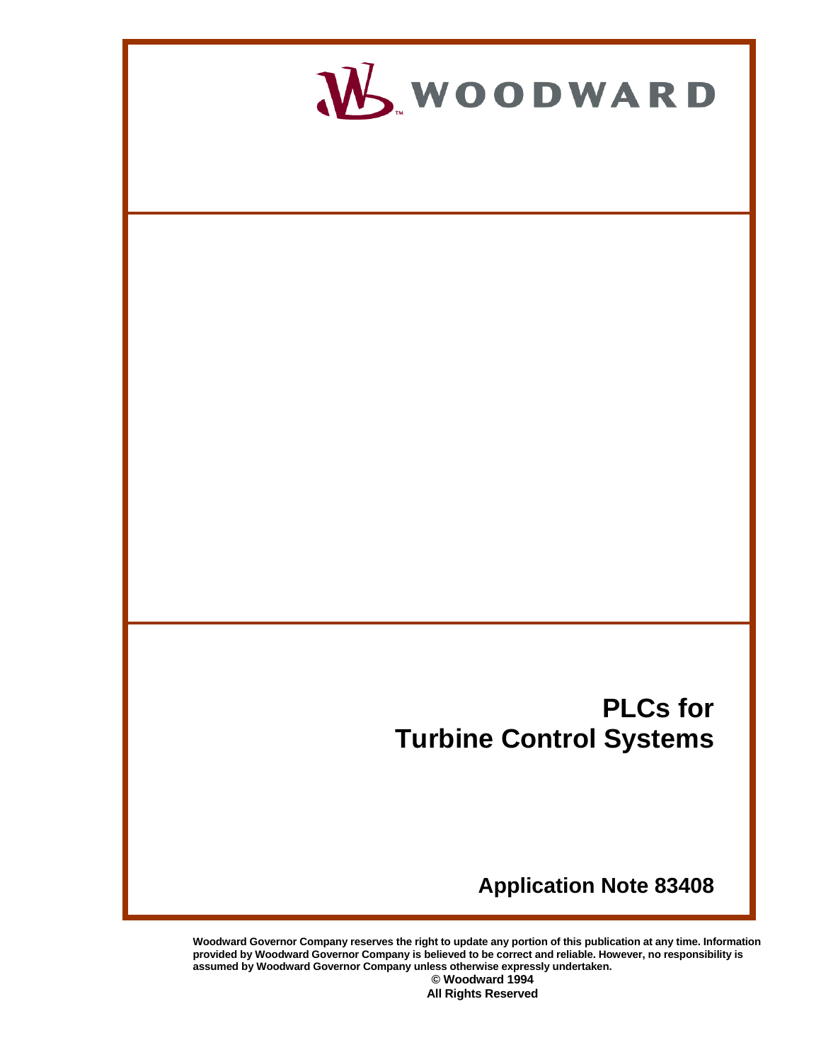WOODWARD

# PLCs for Turbine Control Systems

## Application Note 83408

**Woodward Governor Company reserves the right to update any portion of this publication at any time. Information provided by Woodward Governor Company is believed to be correct and reliable. However, no responsibility is assumed by Woodward Governor Company unless otherwise expressly undertaken.**

**© Woodward 1994**
**All Rights Reserved**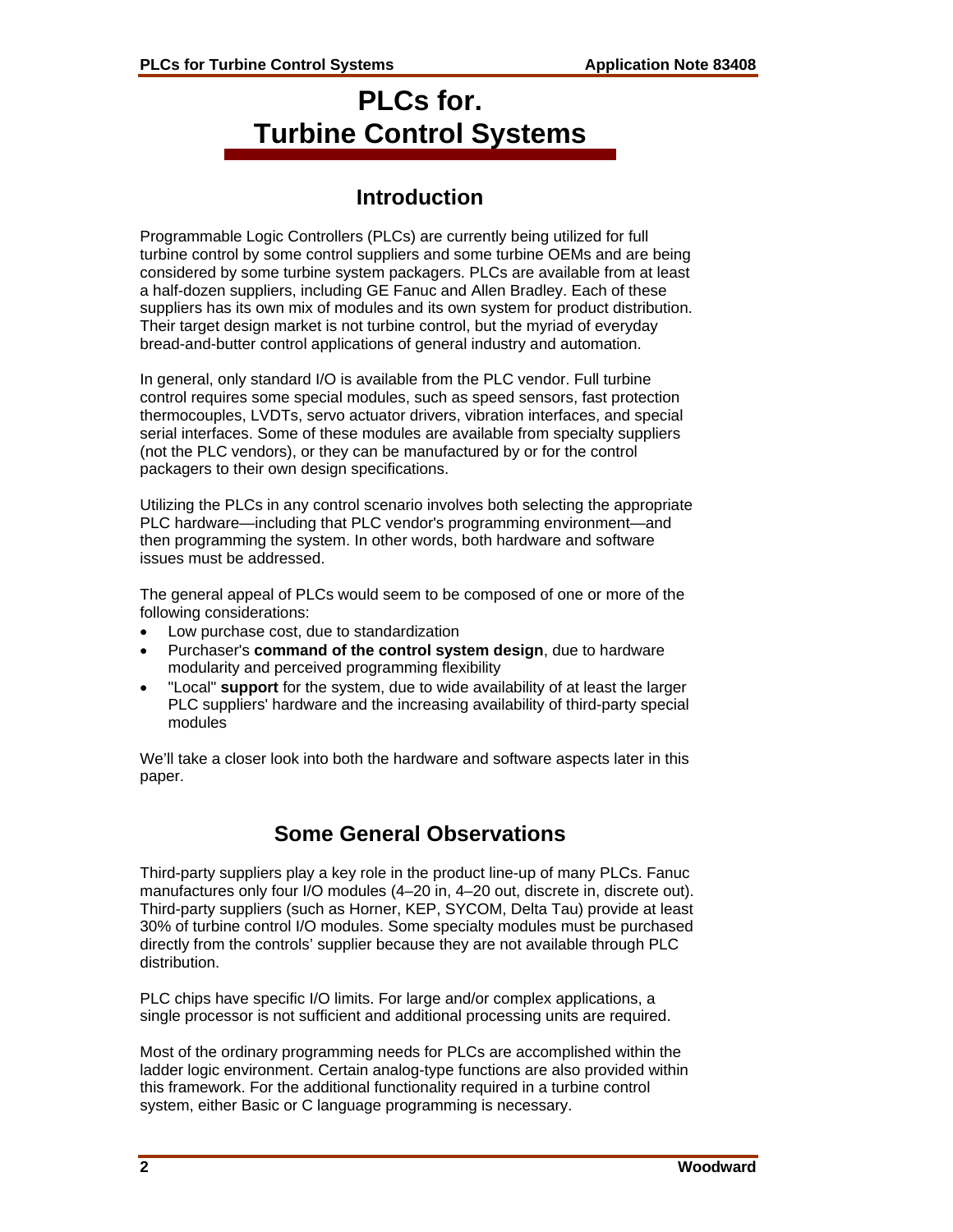# PLCs for. Turbine Control Systems

## Introduction

Programmable Logic Controllers (PLCs) are currently being utilized for full turbine control by some control suppliers and some turbine OEMs and are being considered by some turbine system packagers. PLCs are available from at least a half-dozen suppliers, including GE Fanuc and Allen Bradley. Each of these suppliers has its own mix of modules and its own system for product distribution. Their target design market is not turbine control, but the myriad of everyday bread-and-butter control applications of general industry and automation.

In general, only standard I/O is available from the PLC vendor. Full turbine control requires some special modules, such as speed sensors, fast protection thermocouples, LVDTs, servo actuator drivers, vibration interfaces, and special serial interfaces. Some of these modules are available from specialty suppliers (not the PLC vendors), or they can be manufactured by or for the control packagers to their own design specifications.

Utilizing the PLCs in any control scenario involves both selecting the appropriate PLC hardware—including that PLC vendor's programming environment—and then programming the system. In other words, both hardware and software issues must be addressed.

The general appeal of PLCs would seem to be composed of one or more of the following considerations:

- Low purchase cost, due to standardization
- Purchaser's **command of the control system design**, due to hardware modularity and perceived programming flexibility
- "Local" **support** for the system, due to wide availability of at least the larger PLC suppliers' hardware and the increasing availability of third-party special modules

We'll take a closer look into both the hardware and software aspects later in this paper.

## Some General Observations

Third-party suppliers play a key role in the product line-up of many PLCs. Fanuc manufactures only four I/O modules (4–20 in, 4–20 out, discrete in, discrete out). Third-party suppliers (such as Horner, KEP, SYCOM, Delta Tau) provide at least 30% of turbine control I/O modules. Some specialty modules must be purchased directly from the controls' supplier because they are not available through PLC distribution.

PLC chips have specific I/O limits. For large and/or complex applications, a single processor is not sufficient and additional processing units are required.

Most of the ordinary programming needs for PLCs are accomplished within the ladder logic environment. Certain analog-type functions are also provided within this framework. For the additional functionality required in a turbine control system, either Basic or C language programming is necessary.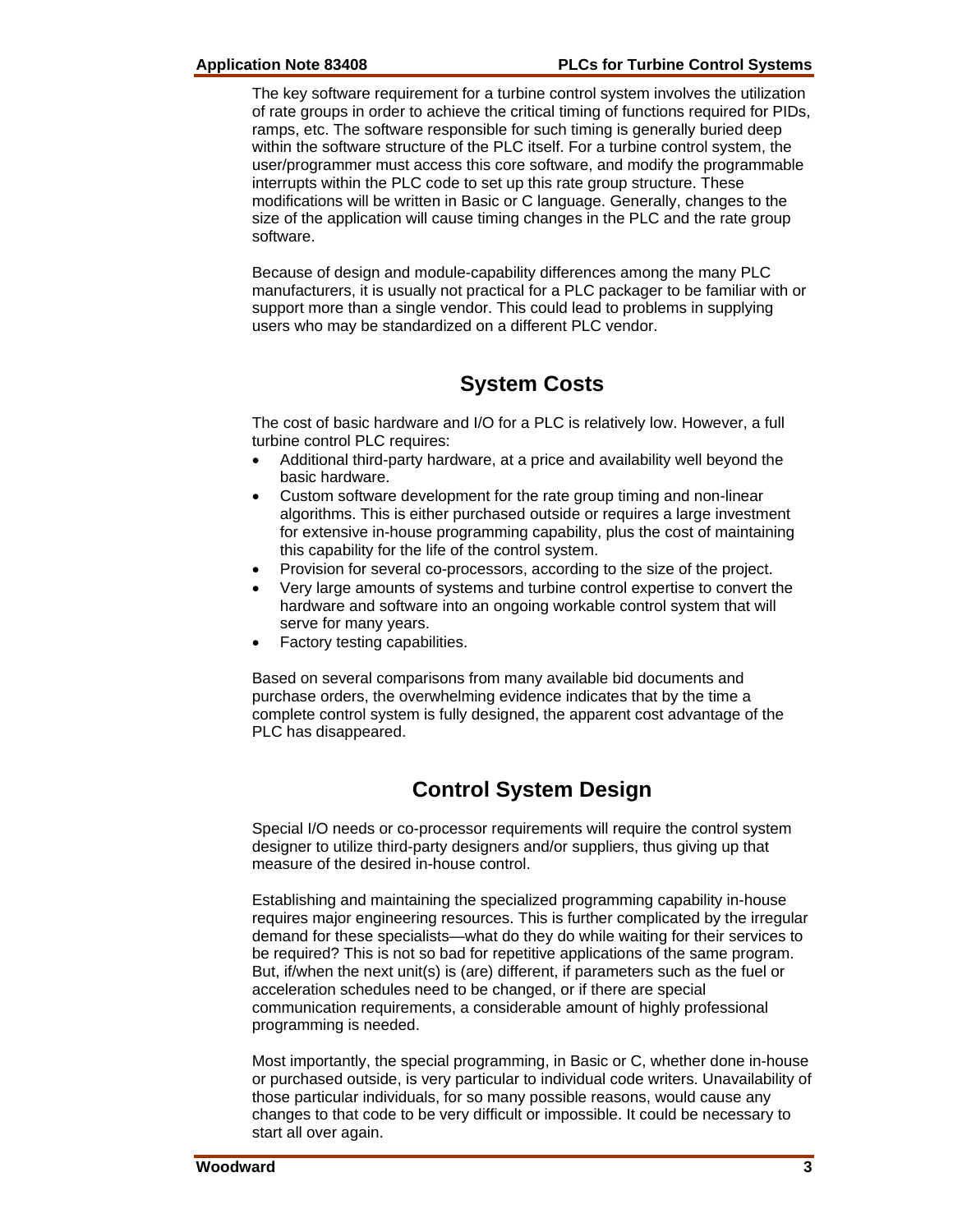The key software requirement for a turbine control system involves the utilization of rate groups in order to achieve the critical timing of functions required for PIDs, ramps, etc. The software responsible for such timing is generally buried deep within the software structure of the PLC itself. For a turbine control system, the user/programmer must access this core software, and modify the programmable interrupts within the PLC code to set up this rate group structure. These modifications will be written in Basic or C language. Generally, changes to the size of the application will cause timing changes in the PLC and the rate group software.

Because of design and module-capability differences among the many PLC manufacturers, it is usually not practical for a PLC packager to be familiar with or support more than a single vendor. This could lead to problems in supplying users who may be standardized on a different PLC vendor.

## System Costs

The cost of basic hardware and I/O for a PLC is relatively low. However, a full turbine control PLC requires:

- Additional third-party hardware, at a price and availability well beyond the basic hardware.
- Custom software development for the rate group timing and non-linear algorithms. This is either purchased outside or requires a large investment for extensive in-house programming capability, plus the cost of maintaining this capability for the life of the control system.
- Provision for several co-processors, according to the size of the project.
- Very large amounts of systems and turbine control expertise to convert the hardware and software into an ongoing workable control system that will serve for many years.
- Factory testing capabilities.

Based on several comparisons from many available bid documents and purchase orders, the overwhelming evidence indicates that by the time a complete control system is fully designed, the apparent cost advantage of the PLC has disappeared.

## Control System Design

Special I/O needs or co-processor requirements will require the control system designer to utilize third-party designers and/or suppliers, thus giving up that measure of the desired in-house control.

Establishing and maintaining the specialized programming capability in-house requires major engineering resources. This is further complicated by the irregular demand for these specialists—what do they do while waiting for their services to be required? This is not so bad for repetitive applications of the same program. But, if/when the next unit(s) is (are) different, if parameters such as the fuel or acceleration schedules need to be changed, or if there are special communication requirements, a considerable amount of highly professional programming is needed.

Most importantly, the special programming, in Basic or C, whether done in-house or purchased outside, is very particular to individual code writers. Unavailability of those particular individuals, for so many possible reasons, would cause any changes to that code to be very difficult or impossible. It could be necessary to start all over again.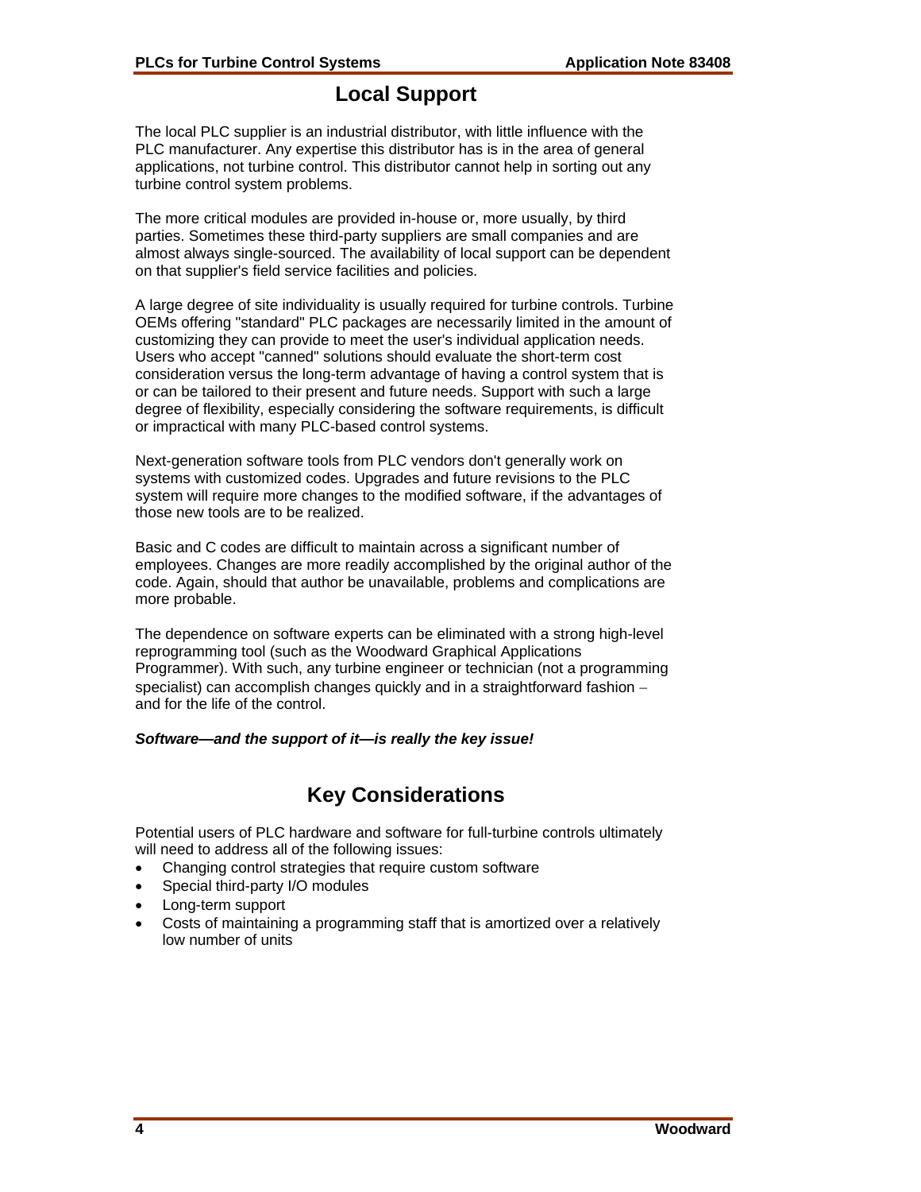## Local Support

The local PLC supplier is an industrial distributor, with little influence with the PLC manufacturer. Any expertise this distributor has is in the area of general applications, not turbine control. This distributor cannot help in sorting out any turbine control system problems.

The more critical modules are provided in-house or, more usually, by third parties. Sometimes these third-party suppliers are small companies and are almost always single-sourced. The availability of local support can be dependent on that supplier's field service facilities and policies.

A large degree of site individuality is usually required for turbine controls. Turbine OEMs offering "standard" PLC packages are necessarily limited in the amount of customizing they can provide to meet the user's individual application needs. Users who accept "canned" solutions should evaluate the short-term cost consideration versus the long-term advantage of having a control system that is or can be tailored to their present and future needs. Support with such a large degree of flexibility, especially considering the software requirements, is difficult or impractical with many PLC-based control systems.

Next-generation software tools from PLC vendors don't generally work on systems with customized codes. Upgrades and future revisions to the PLC system will require more changes to the modified software, if the advantages of those new tools are to be realized.

Basic and C codes are difficult to maintain across a significant number of employees. Changes are more readily accomplished by the original author of the code. Again, should that author be unavailable, problems and complications are more probable.

The dependence on software experts can be eliminated with a strong high-level reprogramming tool (such as the Woodward Graphical Applications Programmer). With such, any turbine engineer or technician (not a programming specialist) can accomplish changes quickly and in a straightforward fashion – and for the life of the control.

***Software—and the support of it—is really the key issue!***

## Key Considerations

Potential users of PLC hardware and software for full-turbine controls ultimately will need to address all of the following issues:

- Changing control strategies that require custom software
- Special third-party I/O modules
- Long-term support
- Costs of maintaining a programming staff that is amortized over a relatively low number of units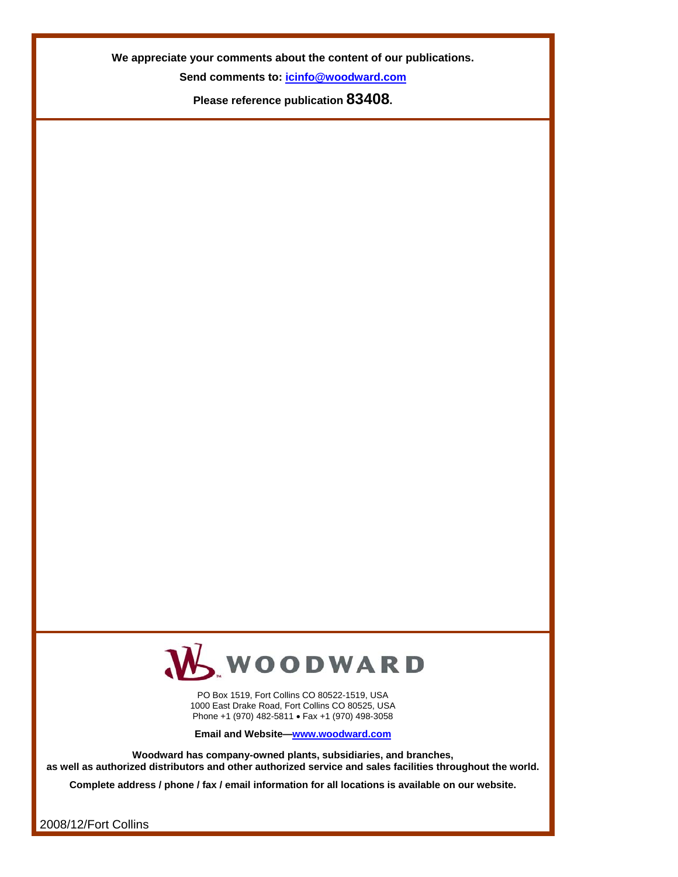**We appreciate your comments about the content of our publications.**

**Send comments to: icinfo@woodward.com**

**Please reference publication 83408.**

WOODWARD

PO Box 1519, Fort Collins CO 80522-1519, USA
1000 East Drake Road, Fort Collins CO 80525, USA
Phone +1 (970) 482-5811 • Fax +1 (970) 498-3058

**Email and Website—www.woodward.com**

**Woodward has company-owned plants, subsidiaries, and branches, as well as authorized distributors and other authorized service and sales facilities throughout the world.**

**Complete address / phone / fax / email information for all locations is available on our website.**

2008/12/Fort Collins